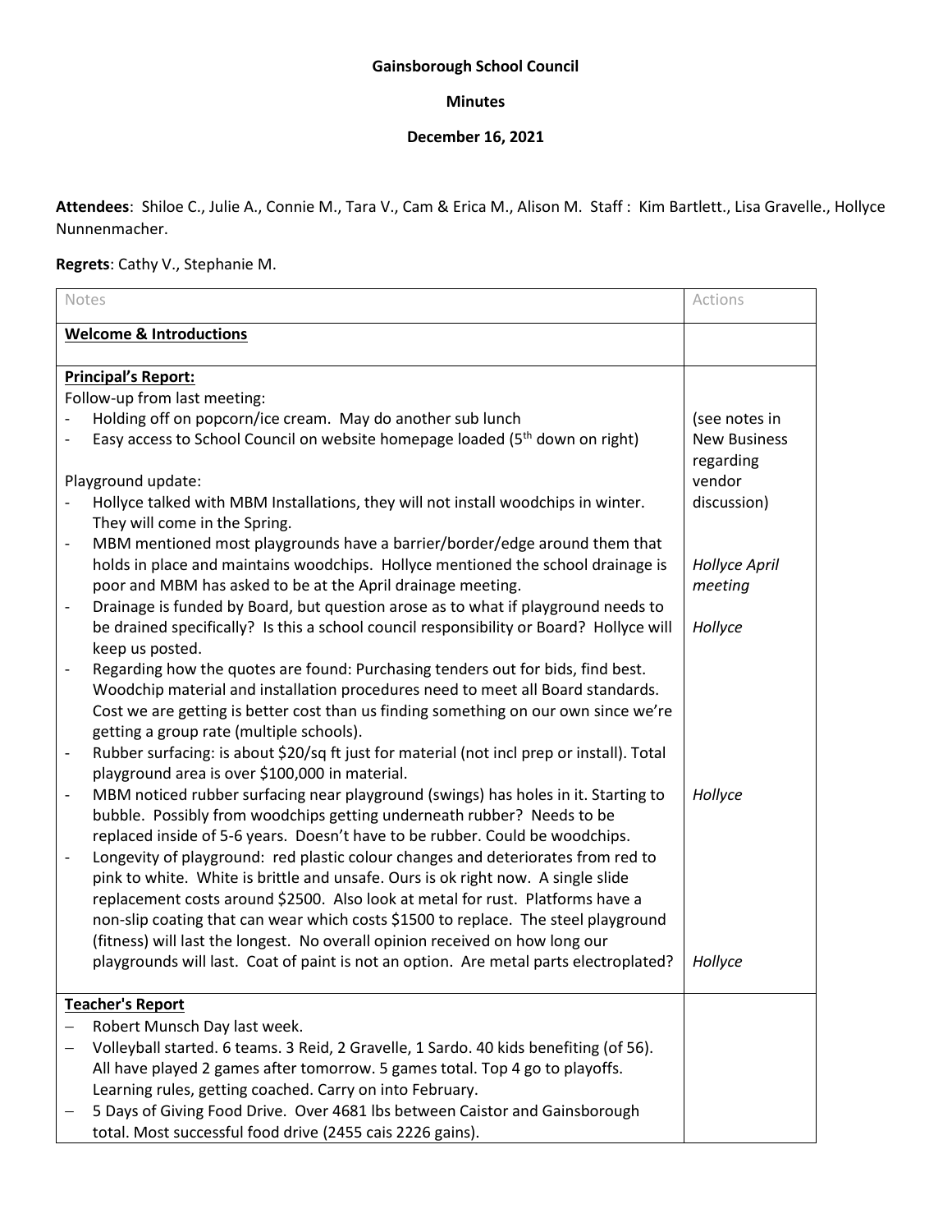**Gainsborough School Council**

**Minutes**

**December 16, 2021**

**Attendees**: Shiloe C., Julie A., Connie M., Tara V., Cam & Erica M., Alison M. Staff : Kim Bartlett., Lisa Gravelle., Hollyce Nunnenmacher.

**Regrets**: Cathy V., Stephanie M.

| Notes | Actions |
|---|---|
| **Welcome & Introductions** | |
| **Principal's Report:**<br>Follow-up from last meeting:<br>- Holding off on popcorn/ice cream. May do another sub lunch<br>- Easy access to School Council on website homepage loaded (5th down on right)<br><br>Playground update:<br>- Hollyce talked with MBM Installations, they will not install woodchips in winter. They will come in the Spring.<br>- MBM mentioned most playgrounds have a barrier/border/edge around them that holds in place and maintains woodchips. Hollyce mentioned the school drainage is poor and MBM has asked to be at the April drainage meeting.<br>- Drainage is funded by Board, but question arose as to what if playground needs to be drained specifically? Is this a school council responsibility or Board? Hollyce will keep us posted.<br>- Regarding how the quotes are found: Purchasing tenders out for bids, find best. Woodchip material and installation procedures need to meet all Board standards. Cost we are getting is better cost than us finding something on our own since we're getting a group rate (multiple schools).<br>- Rubber surfacing: is about $20/sq ft just for material (not incl prep or install). Total playground area is over $100,000 in material.<br>- MBM noticed rubber surfacing near playground (swings) has holes in it. Starting to bubble. Possibly from woodchips getting underneath rubber? Needs to be replaced inside of 5-6 years. Doesn't have to be rubber. Could be woodchips.<br>- Longevity of playground: red plastic colour changes and deteriorates from red to pink to white. White is brittle and unsafe. Ours is ok right now. A single slide replacement costs around $2500. Also look at metal for rust. Platforms have a non-slip coating that can wear which costs $1500 to replace. The steel playground (fitness) will last the longest. No overall opinion received on how long our playgrounds will last. Coat of paint is not an option. Are metal parts electroplated? | (see notes in New Business regarding vendor discussion)<br><br>*Hollyce April meeting*<br><br>*Hollyce*<br><br>*Hollyce*<br><br>*Hollyce* |
| **Teacher's Report**<br>- Robert Munsch Day last week.<br>- Volleyball started. 6 teams. 3 Reid, 2 Gravelle, 1 Sardo. 40 kids benefiting (of 56). All have played 2 games after tomorrow. 5 games total. Top 4 go to playoffs. Learning rules, getting coached. Carry on into February.<br>- 5 Days of Giving Food Drive. Over 4681 lbs between Caistor and Gainsborough total. Most successful food drive (2455 cais 2226 gains). | |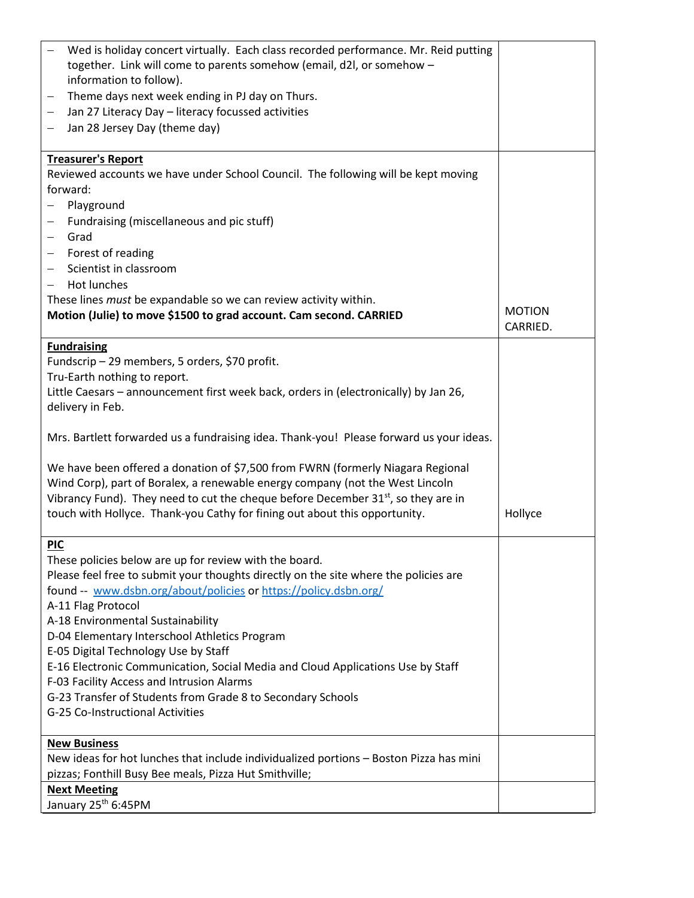| | |
|---|---|
| – Wed is holiday concert virtually. Each class recorded performance. Mr. Reid putting together. Link will come to parents somehow (email, d2l, or somehow – information to follow).<br>– Theme days next week ending in PJ day on Thurs.<br>– Jan 27 Literacy Day – literacy focussed activities<br>– Jan 28 Jersey Day (theme day) | |
| **Treasurer's Report**<br>Reviewed accounts we have under School Council. The following will be kept moving forward:<br>– Playground<br>– Fundraising (miscellaneous and pic stuff)<br>– Grad<br>– Forest of reading<br>– Scientist in classroom<br>– Hot lunches<br>These lines *must* be expandable so we can review activity within.<br>**Motion (Julie) to move $1500 to grad account. Cam second. CARRIED** | MOTION CARRIED. |
| **Fundraising**<br>Fundscrip – 29 members, 5 orders, $70 profit.<br>Tru-Earth nothing to report.<br>Little Caesars – announcement first week back, orders in (electronically) by Jan 26, delivery in Feb.<br><br>Mrs. Bartlett forwarded us a fundraising idea. Thank-you! Please forward us your ideas.<br><br>We have been offered a donation of $7,500 from FWRN (formerly Niagara Regional Wind Corp), part of Boralex, a renewable energy company (not the West Lincoln Vibrancy Fund). They need to cut the cheque before December 31st, so they are in touch with Hollyce. Thank-you Cathy for fining out about this opportunity. | Hollyce |
| **PIC**<br>These policies below are up for review with the board.<br>Please feel free to submit your thoughts directly on the site where the policies are found -- www.dsbn.org/about/policies or https://policy.dsbn.org/<br>A-11 Flag Protocol<br>A-18 Environmental Sustainability<br>D-04 Elementary Interschool Athletics Program<br>E-05 Digital Technology Use by Staff<br>E-16 Electronic Communication, Social Media and Cloud Applications Use by Staff<br>F-03 Facility Access and Intrusion Alarms<br>G-23 Transfer of Students from Grade 8 to Secondary Schools<br>G-25 Co-Instructional Activities | |
| **New Business**<br>New ideas for hot lunches that include individualized portions – Boston Pizza has mini pizzas; Fonthill Busy Bee meals, Pizza Hut Smithville; | |
| **Next Meeting**<br>January 25th 6:45PM | |